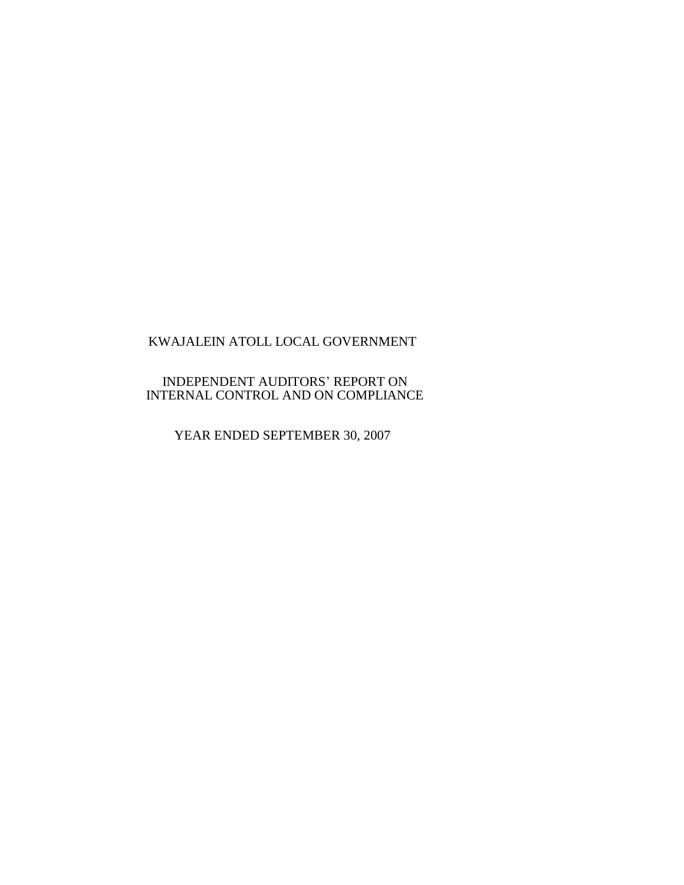# KWAJALEIN ATOLL LOCAL GOVERNMENT

## INDEPENDENT AUDITORS' REPORT ON INTERNAL CONTROL AND ON COMPLIANCE

## YEAR ENDED SEPTEMBER 30, 2007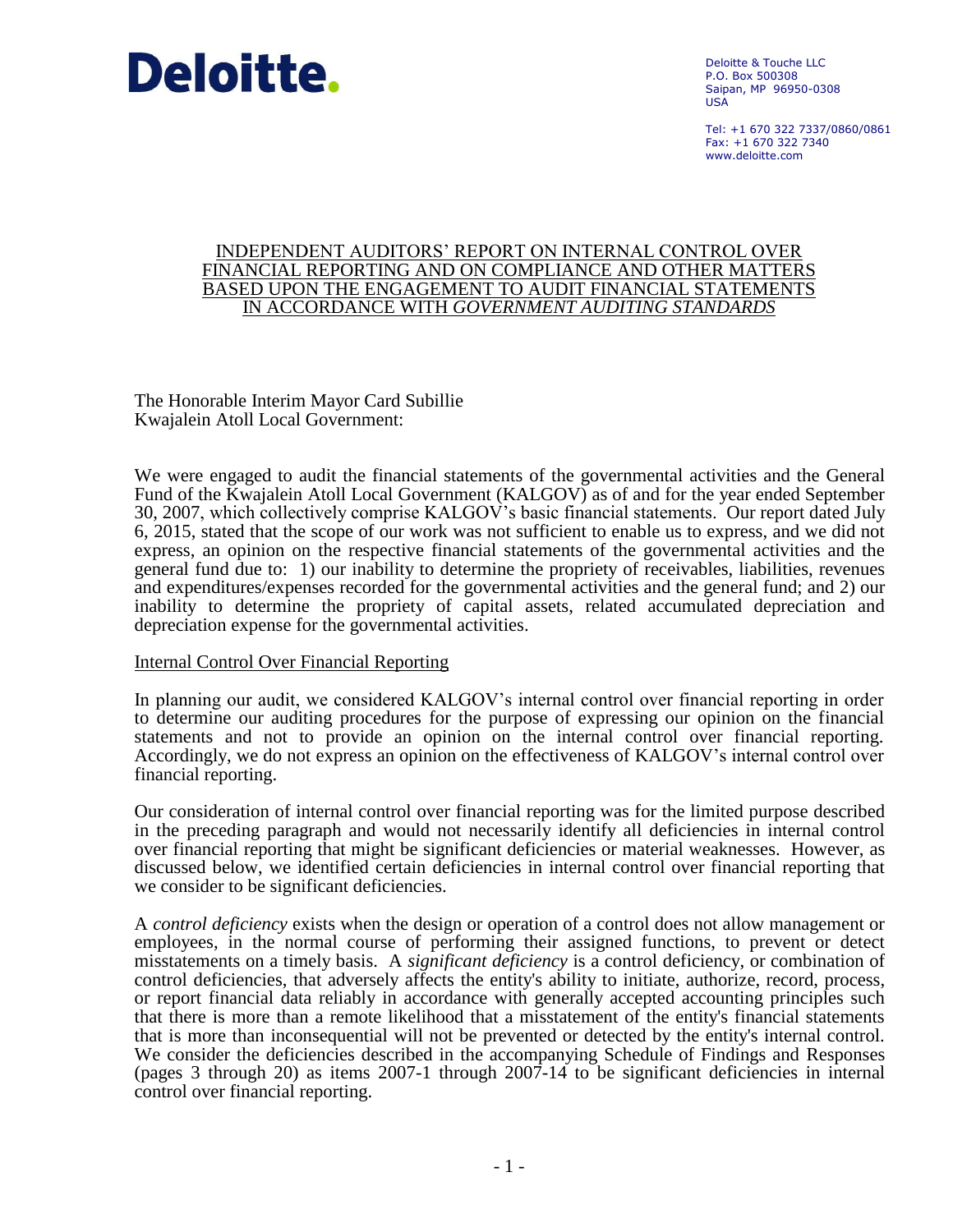**Deloitte.**

Deloitte & Touche LLC
P.O. Box 500308
Saipan, MP 96950-0308
USA

Tel: +1 670 322 7337/0860/0861
Fax: +1 670 322 7340
www.deloitte.com

# INDEPENDENT AUDITORS' REPORT ON INTERNAL CONTROL OVER FINANCIAL REPORTING AND ON COMPLIANCE AND OTHER MATTERS BASED UPON THE ENGAGEMENT TO AUDIT FINANCIAL STATEMENTS IN ACCORDANCE WITH *GOVERNMENT AUDITING STANDARDS*

The Honorable Interim Mayor Card Subillie
Kwajalein Atoll Local Government:

We were engaged to audit the financial statements of the governmental activities and the General Fund of the Kwajalein Atoll Local Government (KALGOV) as of and for the year ended September 30, 2007, which collectively comprise KALGOV's basic financial statements. Our report dated July 6, 2015, stated that the scope of our work was not sufficient to enable us to express, and we did not express, an opinion on the respective financial statements of the governmental activities and the general fund due to: 1) our inability to determine the propriety of receivables, liabilities, revenues and expenditures/expenses recorded for the governmental activities and the general fund; and 2) our inability to determine the propriety of capital assets, related accumulated depreciation and depreciation expense for the governmental activities.

## Internal Control Over Financial Reporting

In planning our audit, we considered KALGOV's internal control over financial reporting in order to determine our auditing procedures for the purpose of expressing our opinion on the financial statements and not to provide an opinion on the internal control over financial reporting. Accordingly, we do not express an opinion on the effectiveness of KALGOV's internal control over financial reporting.

Our consideration of internal control over financial reporting was for the limited purpose described in the preceding paragraph and would not necessarily identify all deficiencies in internal control over financial reporting that might be significant deficiencies or material weaknesses. However, as discussed below, we identified certain deficiencies in internal control over financial reporting that we consider to be significant deficiencies.

A *control deficiency* exists when the design or operation of a control does not allow management or employees, in the normal course of performing their assigned functions, to prevent or detect misstatements on a timely basis. A *significant deficiency* is a control deficiency, or combination of control deficiencies, that adversely affects the entity's ability to initiate, authorize, record, process, or report financial data reliably in accordance with generally accepted accounting principles such that there is more than a remote likelihood that a misstatement of the entity's financial statements that is more than inconsequential will not be prevented or detected by the entity's internal control. We consider the deficiencies described in the accompanying Schedule of Findings and Responses (pages 3 through 20) as items 2007-1 through 2007-14 to be significant deficiencies in internal control over financial reporting.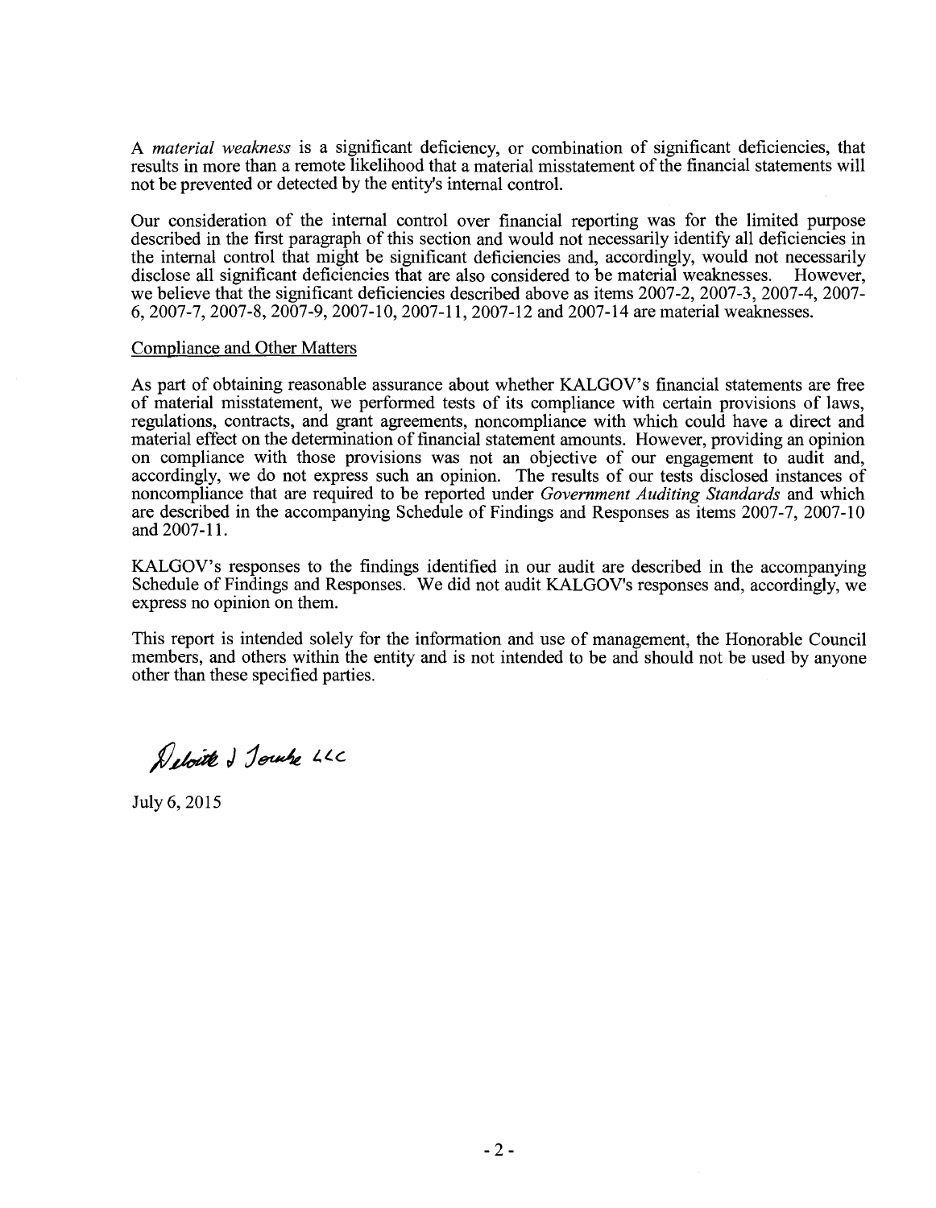A *material weakness* is a significant deficiency, or combination of significant deficiencies, that results in more than a remote likelihood that a material misstatement of the financial statements will not be prevented or detected by the entity's internal control.

Our consideration of the internal control over financial reporting was for the limited purpose described in the first paragraph of this section and would not necessarily identify all deficiencies in the internal control that might be significant deficiencies and, accordingly, would not necessarily disclose all significant deficiencies that are also considered to be material weaknesses. However, we believe that the significant deficiencies described above as items 2007-2, 2007-3, 2007-4, 2007-6, 2007-7, 2007-8, 2007-9, 2007-10, 2007-11, 2007-12 and 2007-14 are material weaknesses.

Compliance and Other Matters

As part of obtaining reasonable assurance about whether KALGOV's financial statements are free of material misstatement, we performed tests of its compliance with certain provisions of laws, regulations, contracts, and grant agreements, noncompliance with which could have a direct and material effect on the determination of financial statement amounts. However, providing an opinion on compliance with those provisions was not an objective of our engagement to audit and, accordingly, we do not express such an opinion. The results of our tests disclosed instances of noncompliance that are required to be reported under *Government Auditing Standards* and which are described in the accompanying Schedule of Findings and Responses as items 2007-7, 2007-10 and 2007-11.

KALGOV's responses to the findings identified in our audit are described in the accompanying Schedule of Findings and Responses. We did not audit KALGOV's responses and, accordingly, we express no opinion on them.

This report is intended solely for the information and use of management, the Honorable Council members, and others within the entity and is not intended to be and should not be used by anyone other than these specified parties.

Deloitte & Touche LLC

July 6, 2015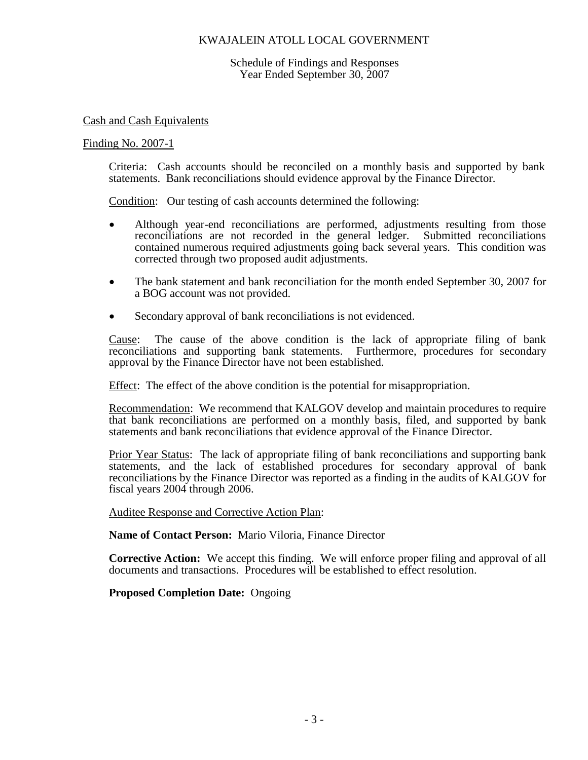# KWAJALEIN ATOLL LOCAL GOVERNMENT

Schedule of Findings and Responses
Year Ended September 30, 2007

## Cash and Cash Equivalents

### Finding No. 2007-1

Criteria: Cash accounts should be reconciled on a monthly basis and supported by bank statements. Bank reconciliations should evidence approval by the Finance Director.

Condition: Our testing of cash accounts determined the following:

- Although year-end reconciliations are performed, adjustments resulting from those reconciliations are not recorded in the general ledger. Submitted reconciliations contained numerous required adjustments going back several years. This condition was corrected through two proposed audit adjustments.
- The bank statement and bank reconciliation for the month ended September 30, 2007 for a BOG account was not provided.
- Secondary approval of bank reconciliations is not evidenced.

Cause: The cause of the above condition is the lack of appropriate filing of bank reconciliations and supporting bank statements. Furthermore, procedures for secondary approval by the Finance Director have not been established.

Effect: The effect of the above condition is the potential for misappropriation.

Recommendation: We recommend that KALGOV develop and maintain procedures to require that bank reconciliations are performed on a monthly basis, filed, and supported by bank statements and bank reconciliations that evidence approval of the Finance Director.

Prior Year Status: The lack of appropriate filing of bank reconciliations and supporting bank statements, and the lack of established procedures for secondary approval of bank reconciliations by the Finance Director was reported as a finding in the audits of KALGOV for fiscal years 2004 through 2006.

Auditee Response and Corrective Action Plan:

**Name of Contact Person:** Mario Viloria, Finance Director

**Corrective Action:** We accept this finding. We will enforce proper filing and approval of all documents and transactions. Procedures will be established to effect resolution.

**Proposed Completion Date:** Ongoing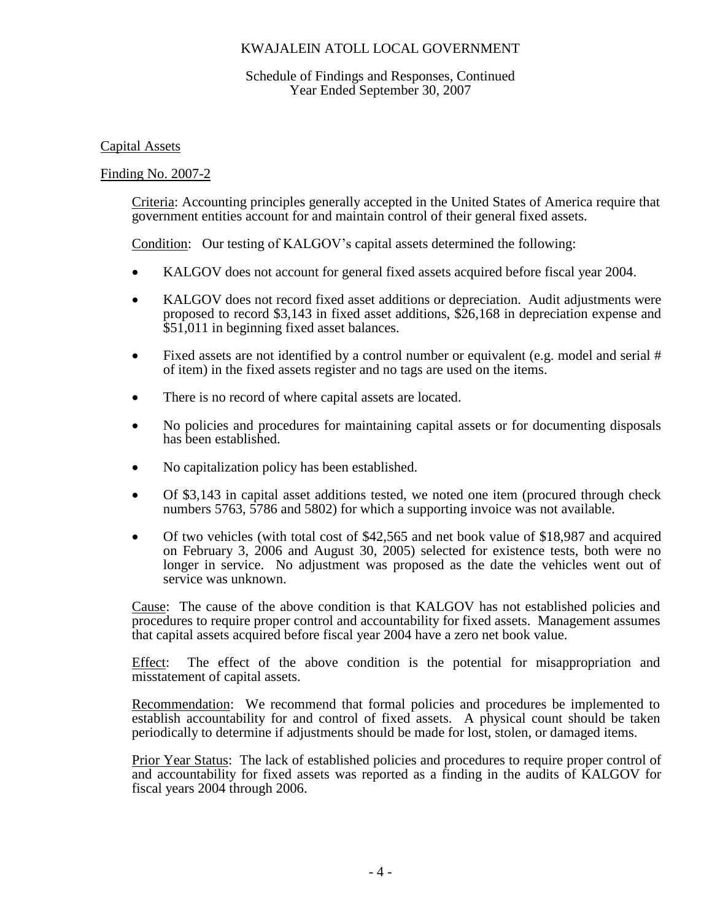KWAJALEIN ATOLL LOCAL GOVERNMENT

Schedule of Findings and Responses, Continued
Year Ended September 30, 2007

Capital Assets

Finding No. 2007-2

Criteria: Accounting principles generally accepted in the United States of America require that government entities account for and maintain control of their general fixed assets.

Condition: Our testing of KALGOV's capital assets determined the following:

- KALGOV does not account for general fixed assets acquired before fiscal year 2004.
- KALGOV does not record fixed asset additions or depreciation. Audit adjustments were proposed to record $3,143 in fixed asset additions, $26,168 in depreciation expense and $51,011 in beginning fixed asset balances.
- Fixed assets are not identified by a control number or equivalent (e.g. model and serial # of item) in the fixed assets register and no tags are used on the items.
- There is no record of where capital assets are located.
- No policies and procedures for maintaining capital assets or for documenting disposals has been established.
- No capitalization policy has been established.
- Of $3,143 in capital asset additions tested, we noted one item (procured through check numbers 5763, 5786 and 5802) for which a supporting invoice was not available.
- Of two vehicles (with total cost of $42,565 and net book value of $18,987 and acquired on February 3, 2006 and August 30, 2005) selected for existence tests, both were no longer in service. No adjustment was proposed as the date the vehicles went out of service was unknown.

Cause: The cause of the above condition is that KALGOV has not established policies and procedures to require proper control and accountability for fixed assets. Management assumes that capital assets acquired before fiscal year 2004 have a zero net book value.

Effect: The effect of the above condition is the potential for misappropriation and misstatement of capital assets.

Recommendation: We recommend that formal policies and procedures be implemented to establish accountability for and control of fixed assets. A physical count should be taken periodically to determine if adjustments should be made for lost, stolen, or damaged items.

Prior Year Status: The lack of established policies and procedures to require proper control of and accountability for fixed assets was reported as a finding in the audits of KALGOV for fiscal years 2004 through 2006.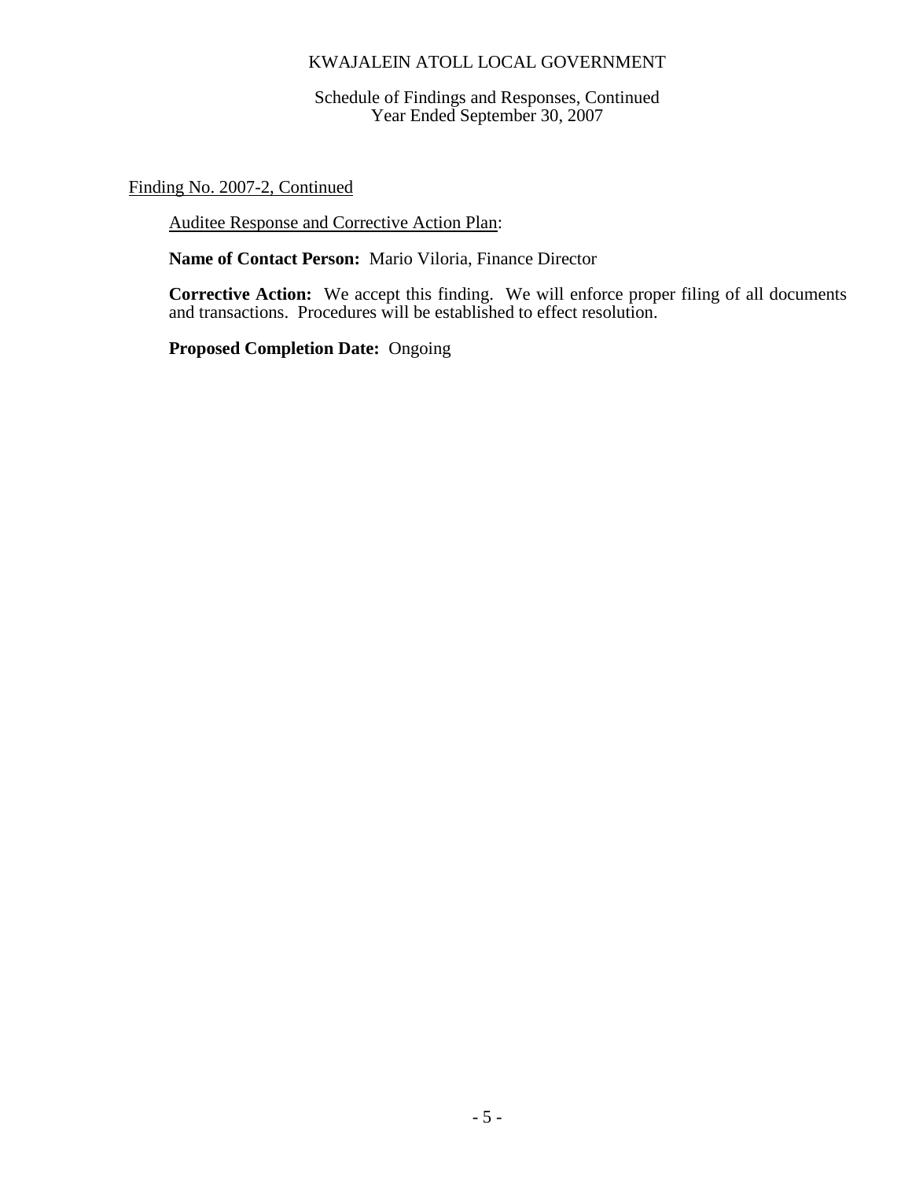# KWAJALEIN ATOLL LOCAL GOVERNMENT

Schedule of Findings and Responses, Continued
Year Ended September 30, 2007

Finding No. 2007-2, Continued

Auditee Response and Corrective Action Plan:

**Name of Contact Person:** Mario Viloria, Finance Director

**Corrective Action:** We accept this finding. We will enforce proper filing of all documents and transactions. Procedures will be established to effect resolution.

**Proposed Completion Date:** Ongoing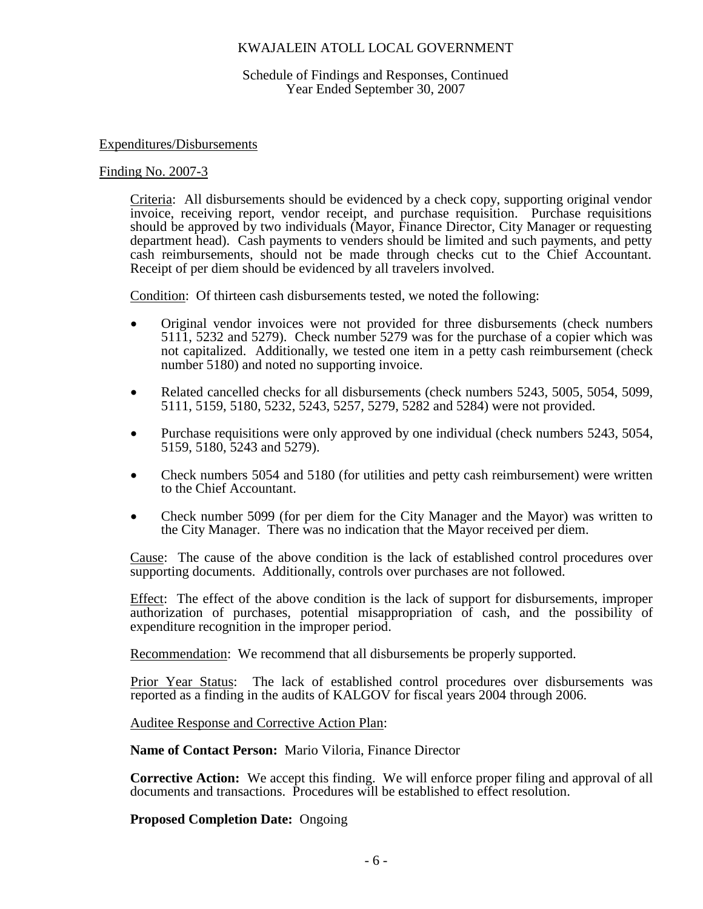# KWAJALEIN ATOLL LOCAL GOVERNMENT

Schedule of Findings and Responses, Continued
Year Ended September 30, 2007

## Expenditures/Disbursements

### Finding No. 2007-3

Criteria: All disbursements should be evidenced by a check copy, supporting original vendor invoice, receiving report, vendor receipt, and purchase requisition. Purchase requisitions should be approved by two individuals (Mayor, Finance Director, City Manager or requesting department head). Cash payments to venders should be limited and such payments, and petty cash reimbursements, should not be made through checks cut to the Chief Accountant. Receipt of per diem should be evidenced by all travelers involved.

Condition: Of thirteen cash disbursements tested, we noted the following:

- Original vendor invoices were not provided for three disbursements (check numbers 5111, 5232 and 5279). Check number 5279 was for the purchase of a copier which was not capitalized. Additionally, we tested one item in a petty cash reimbursement (check number 5180) and noted no supporting invoice.
- Related cancelled checks for all disbursements (check numbers 5243, 5005, 5054, 5099, 5111, 5159, 5180, 5232, 5243, 5257, 5279, 5282 and 5284) were not provided.
- Purchase requisitions were only approved by one individual (check numbers 5243, 5054, 5159, 5180, 5243 and 5279).
- Check numbers 5054 and 5180 (for utilities and petty cash reimbursement) were written to the Chief Accountant.
- Check number 5099 (for per diem for the City Manager and the Mayor) was written to the City Manager. There was no indication that the Mayor received per diem.

Cause: The cause of the above condition is the lack of established control procedures over supporting documents. Additionally, controls over purchases are not followed.

Effect: The effect of the above condition is the lack of support for disbursements, improper authorization of purchases, potential misappropriation of cash, and the possibility of expenditure recognition in the improper period.

Recommendation: We recommend that all disbursements be properly supported.

Prior Year Status: The lack of established control procedures over disbursements was reported as a finding in the audits of KALGOV for fiscal years 2004 through 2006.

Auditee Response and Corrective Action Plan:

**Name of Contact Person:** Mario Viloria, Finance Director

**Corrective Action:** We accept this finding. We will enforce proper filing and approval of all documents and transactions. Procedures will be established to effect resolution.

**Proposed Completion Date:** Ongoing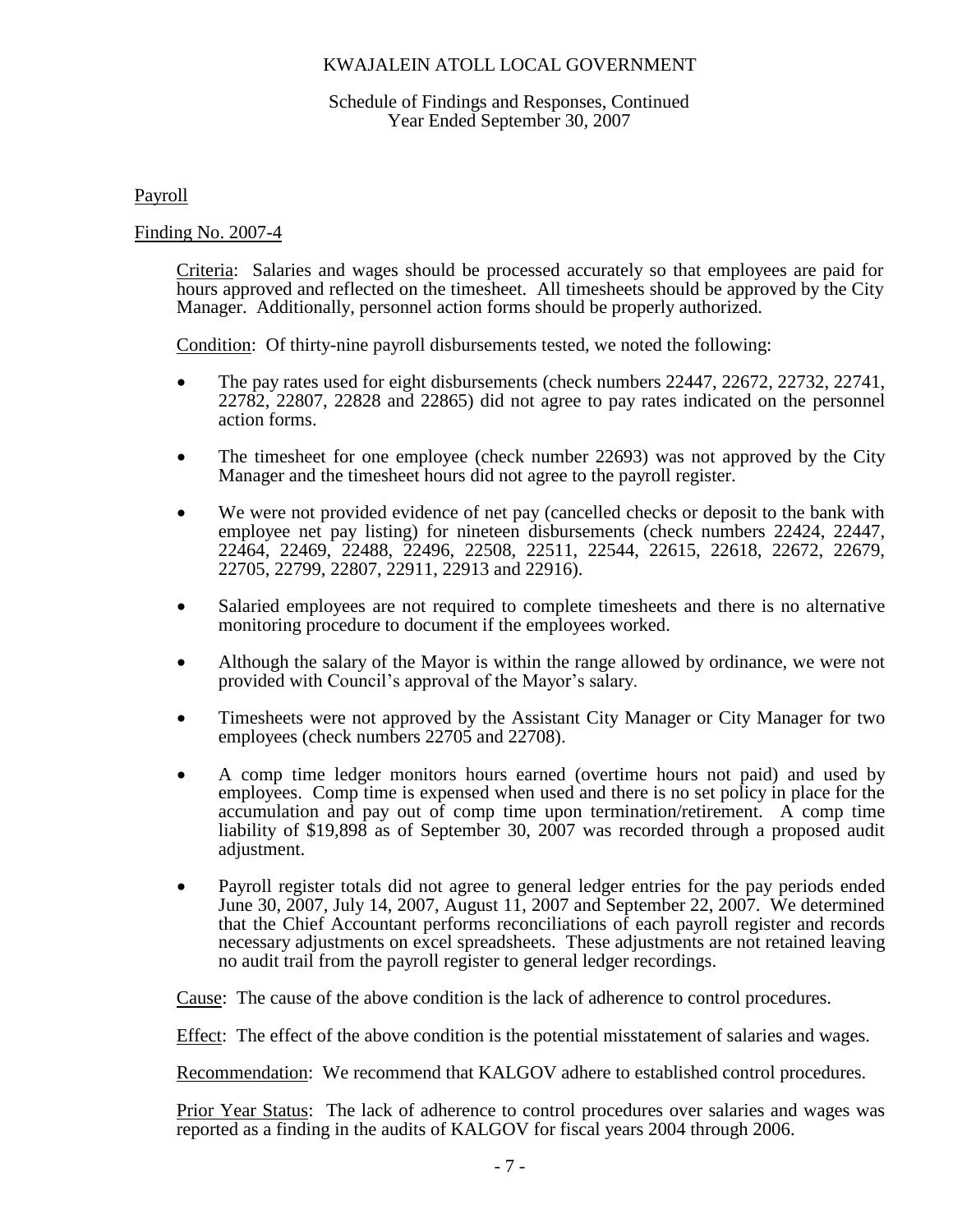KWAJALEIN ATOLL LOCAL GOVERNMENT

Schedule of Findings and Responses, Continued
Year Ended September 30, 2007

## Payroll

### Finding No. 2007-4

Criteria: Salaries and wages should be processed accurately so that employees are paid for hours approved and reflected on the timesheet. All timesheets should be approved by the City Manager. Additionally, personnel action forms should be properly authorized.

Condition: Of thirty-nine payroll disbursements tested, we noted the following:

- The pay rates used for eight disbursements (check numbers 22447, 22672, 22732, 22741, 22782, 22807, 22828 and 22865) did not agree to pay rates indicated on the personnel action forms.
- The timesheet for one employee (check number 22693) was not approved by the City Manager and the timesheet hours did not agree to the payroll register.
- We were not provided evidence of net pay (cancelled checks or deposit to the bank with employee net pay listing) for nineteen disbursements (check numbers 22424, 22447, 22464, 22469, 22488, 22496, 22508, 22511, 22544, 22615, 22618, 22672, 22679, 22705, 22799, 22807, 22911, 22913 and 22916).
- Salaried employees are not required to complete timesheets and there is no alternative monitoring procedure to document if the employees worked.
- Although the salary of the Mayor is within the range allowed by ordinance, we were not provided with Council's approval of the Mayor's salary.
- Timesheets were not approved by the Assistant City Manager or City Manager for two employees (check numbers 22705 and 22708).
- A comp time ledger monitors hours earned (overtime hours not paid) and used by employees. Comp time is expensed when used and there is no set policy in place for the accumulation and pay out of comp time upon termination/retirement. A comp time liability of $19,898 as of September 30, 2007 was recorded through a proposed audit adjustment.
- Payroll register totals did not agree to general ledger entries for the pay periods ended June 30, 2007, July 14, 2007, August 11, 2007 and September 22, 2007. We determined that the Chief Accountant performs reconciliations of each payroll register and records necessary adjustments on excel spreadsheets. These adjustments are not retained leaving no audit trail from the payroll register to general ledger recordings.

Cause: The cause of the above condition is the lack of adherence to control procedures.

Effect: The effect of the above condition is the potential misstatement of salaries and wages.

Recommendation: We recommend that KALGOV adhere to established control procedures.

Prior Year Status: The lack of adherence to control procedures over salaries and wages was reported as a finding in the audits of KALGOV for fiscal years 2004 through 2006.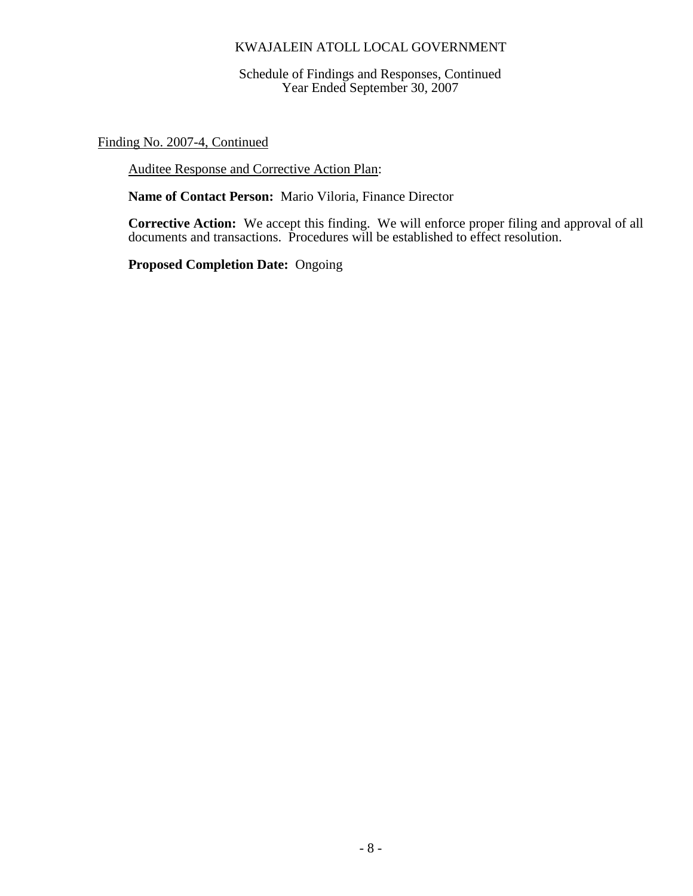Finding No. 2007-4, Continued

Auditee Response and Corrective Action Plan:

**Name of Contact Person:** Mario Viloria, Finance Director

**Corrective Action:** We accept this finding. We will enforce proper filing and approval of all documents and transactions. Procedures will be established to effect resolution.

**Proposed Completion Date:** Ongoing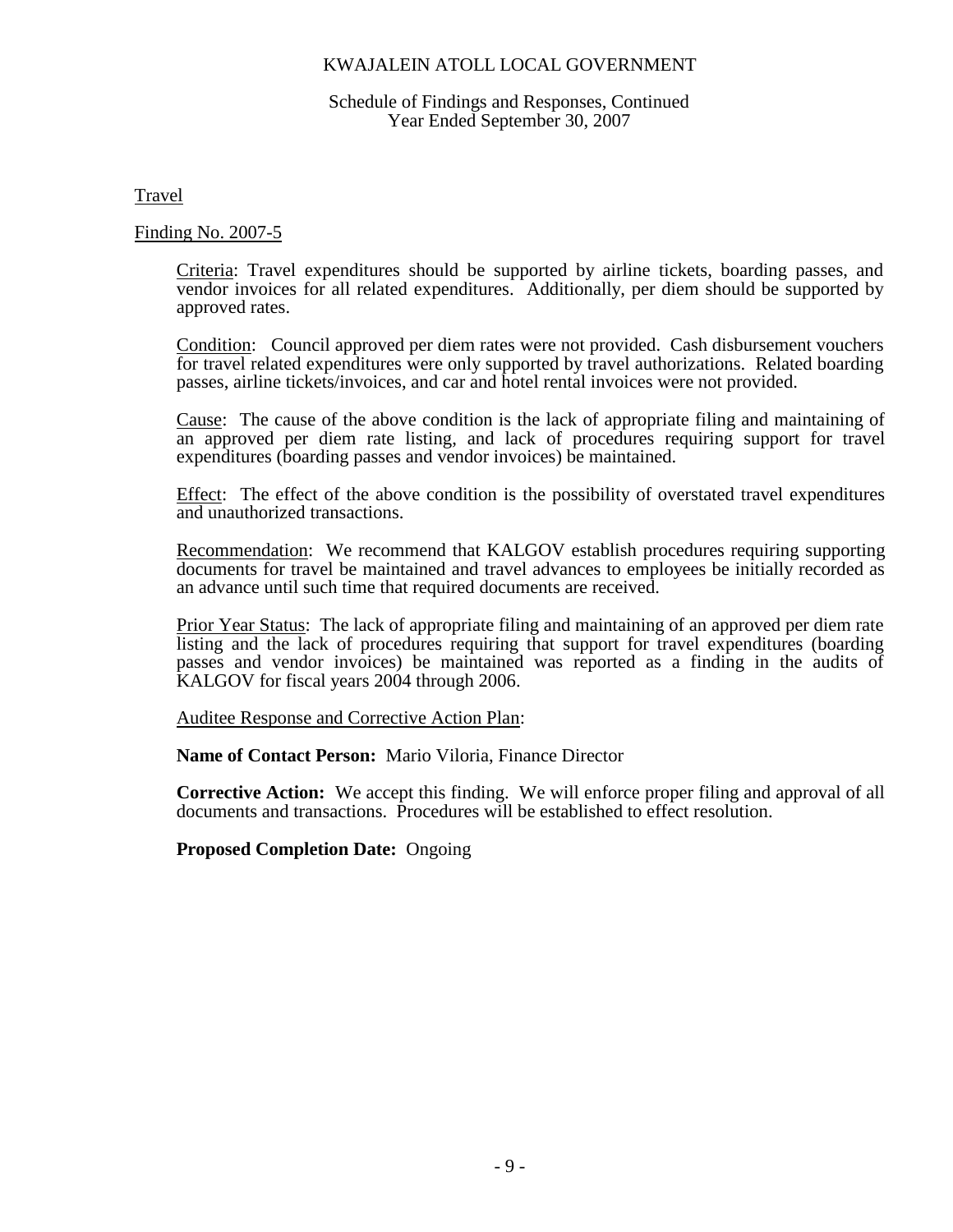KWAJALEIN ATOLL LOCAL GOVERNMENT

Schedule of Findings and Responses, Continued
Year Ended September 30, 2007

Travel

Finding No. 2007-5

Criteria: Travel expenditures should be supported by airline tickets, boarding passes, and vendor invoices for all related expenditures. Additionally, per diem should be supported by approved rates.

Condition: Council approved per diem rates were not provided. Cash disbursement vouchers for travel related expenditures were only supported by travel authorizations. Related boarding passes, airline tickets/invoices, and car and hotel rental invoices were not provided.

Cause: The cause of the above condition is the lack of appropriate filing and maintaining of an approved per diem rate listing, and lack of procedures requiring support for travel expenditures (boarding passes and vendor invoices) be maintained.

Effect: The effect of the above condition is the possibility of overstated travel expenditures and unauthorized transactions.

Recommendation: We recommend that KALGOV establish procedures requiring supporting documents for travel be maintained and travel advances to employees be initially recorded as an advance until such time that required documents are received.

Prior Year Status: The lack of appropriate filing and maintaining of an approved per diem rate listing and the lack of procedures requiring that support for travel expenditures (boarding passes and vendor invoices) be maintained was reported as a finding in the audits of KALGOV for fiscal years 2004 through 2006.

Auditee Response and Corrective Action Plan:

**Name of Contact Person:** Mario Viloria, Finance Director

**Corrective Action:** We accept this finding. We will enforce proper filing and approval of all documents and transactions. Procedures will be established to effect resolution.

**Proposed Completion Date:** Ongoing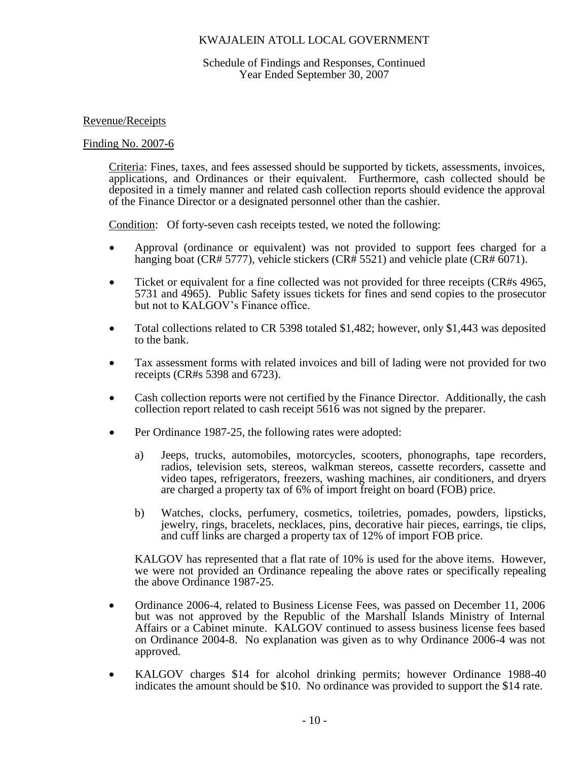Revenue/Receipts

Finding No. 2007-6

Criteria: Fines, taxes, and fees assessed should be supported by tickets, assessments, invoices, applications, and Ordinances or their equivalent. Furthermore, cash collected should be deposited in a timely manner and related cash collection reports should evidence the approval of the Finance Director or a designated personnel other than the cashier.

Condition: Of forty-seven cash receipts tested, we noted the following:

- Approval (ordinance or equivalent) was not provided to support fees charged for a hanging boat (CR# 5777), vehicle stickers (CR# 5521) and vehicle plate (CR# 6071).

- Ticket or equivalent for a fine collected was not provided for three receipts (CR#s 4965, 5731 and 4965). Public Safety issues tickets for fines and send copies to the prosecutor but not to KALGOV's Finance office.

- Total collections related to CR 5398 totaled $1,482; however, only $1,443 was deposited to the bank.

- Tax assessment forms with related invoices and bill of lading were not provided for two receipts (CR#s 5398 and 6723).

- Cash collection reports were not certified by the Finance Director. Additionally, the cash collection report related to cash receipt 5616 was not signed by the preparer.

- Per Ordinance 1987-25, the following rates were adopted:

  a) Jeeps, trucks, automobiles, motorcycles, scooters, phonographs, tape recorders, radios, television sets, stereos, walkman stereos, cassette recorders, cassette and video tapes, refrigerators, freezers, washing machines, air conditioners, and dryers are charged a property tax of 6% of import freight on board (FOB) price.

  b) Watches, clocks, perfumery, cosmetics, toiletries, pomades, powders, lipsticks, jewelry, rings, bracelets, necklaces, pins, decorative hair pieces, earrings, tie clips, and cuff links are charged a property tax of 12% of import FOB price.

  KALGOV has represented that a flat rate of 10% is used for the above items. However, we were not provided an Ordinance repealing the above rates or specifically repealing the above Ordinance 1987-25.

- Ordinance 2006-4, related to Business License Fees, was passed on December 11, 2006 but was not approved by the Republic of the Marshall Islands Ministry of Internal Affairs or a Cabinet minute. KALGOV continued to assess business license fees based on Ordinance 2004-8. No explanation was given as to why Ordinance 2006-4 was not approved.

- KALGOV charges $14 for alcohol drinking permits; however Ordinance 1988-40 indicates the amount should be $10. No ordinance was provided to support the $14 rate.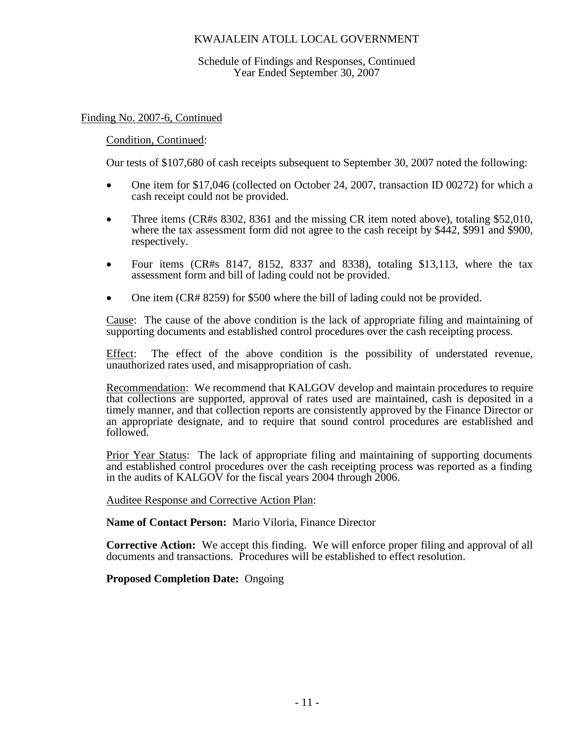Finding No. 2007-6, Continued

Condition, Continued:

Our tests of $107,680 of cash receipts subsequent to September 30, 2007 noted the following:

- One item for $17,046 (collected on October 24, 2007, transaction ID 00272) for which a cash receipt could not be provided.
- Three items (CR#s 8302, 8361 and the missing CR item noted above), totaling $52,010, where the tax assessment form did not agree to the cash receipt by $442, $991 and $900, respectively.
- Four items (CR#s 8147, 8152, 8337 and 8338), totaling $13,113, where the tax assessment form and bill of lading could not be provided.
- One item (CR# 8259) for $500 where the bill of lading could not be provided.

Cause: The cause of the above condition is the lack of appropriate filing and maintaining of supporting documents and established control procedures over the cash receipting process.

Effect: The effect of the above condition is the possibility of understated revenue, unauthorized rates used, and misappropriation of cash.

Recommendation: We recommend that KALGOV develop and maintain procedures to require that collections are supported, approval of rates used are maintained, cash is deposited in a timely manner, and that collection reports are consistently approved by the Finance Director or an appropriate designate, and to require that sound control procedures are established and followed.

Prior Year Status: The lack of appropriate filing and maintaining of supporting documents and established control procedures over the cash receipting process was reported as a finding in the audits of KALGOV for the fiscal years 2004 through 2006.

Auditee Response and Corrective Action Plan:

**Name of Contact Person:** Mario Viloria, Finance Director

**Corrective Action:** We accept this finding. We will enforce proper filing and approval of all documents and transactions. Procedures will be established to effect resolution.

**Proposed Completion Date:** Ongoing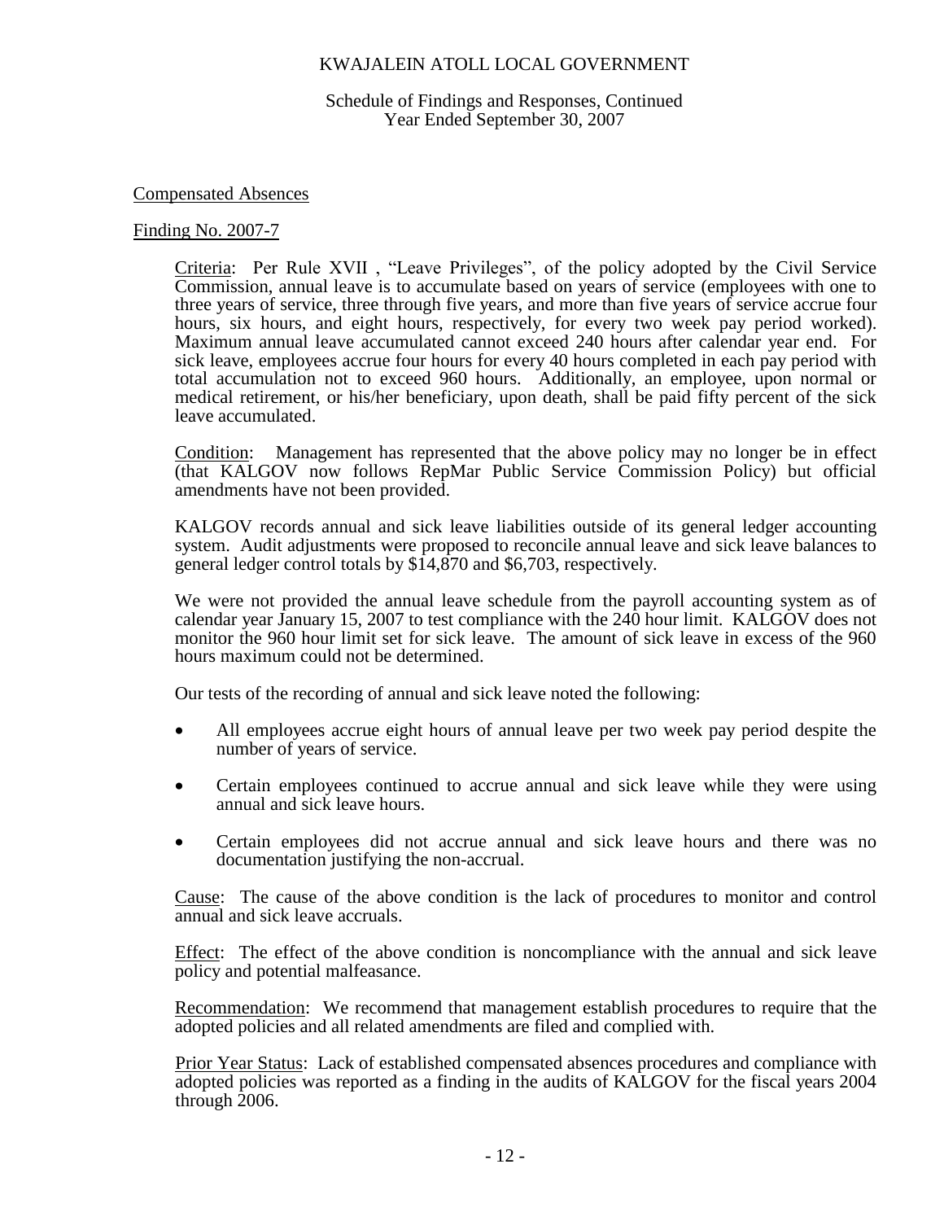KWAJALEIN ATOLL LOCAL GOVERNMENT

Schedule of Findings and Responses, Continued
Year Ended September 30, 2007

Compensated Absences

Finding No. 2007-7

Criteria: Per Rule XVII , "Leave Privileges", of the policy adopted by the Civil Service Commission, annual leave is to accumulate based on years of service (employees with one to three years of service, three through five years, and more than five years of service accrue four hours, six hours, and eight hours, respectively, for every two week pay period worked). Maximum annual leave accumulated cannot exceed 240 hours after calendar year end. For sick leave, employees accrue four hours for every 40 hours completed in each pay period with total accumulation not to exceed 960 hours. Additionally, an employee, upon normal or medical retirement, or his/her beneficiary, upon death, shall be paid fifty percent of the sick leave accumulated.

Condition: Management has represented that the above policy may no longer be in effect (that KALGOV now follows RepMar Public Service Commission Policy) but official amendments have not been provided.

KALGOV records annual and sick leave liabilities outside of its general ledger accounting system. Audit adjustments were proposed to reconcile annual leave and sick leave balances to general ledger control totals by $14,870 and $6,703, respectively.

We were not provided the annual leave schedule from the payroll accounting system as of calendar year January 15, 2007 to test compliance with the 240 hour limit. KALGOV does not monitor the 960 hour limit set for sick leave. The amount of sick leave in excess of the 960 hours maximum could not be determined.

Our tests of the recording of annual and sick leave noted the following:

- All employees accrue eight hours of annual leave per two week pay period despite the number of years of service.
- Certain employees continued to accrue annual and sick leave while they were using annual and sick leave hours.
- Certain employees did not accrue annual and sick leave hours and there was no documentation justifying the non-accrual.

Cause: The cause of the above condition is the lack of procedures to monitor and control annual and sick leave accruals.

Effect: The effect of the above condition is noncompliance with the annual and sick leave policy and potential malfeasance.

Recommendation: We recommend that management establish procedures to require that the adopted policies and all related amendments are filed and complied with.

Prior Year Status: Lack of established compensated absences procedures and compliance with adopted policies was reported as a finding in the audits of KALGOV for the fiscal years 2004 through 2006.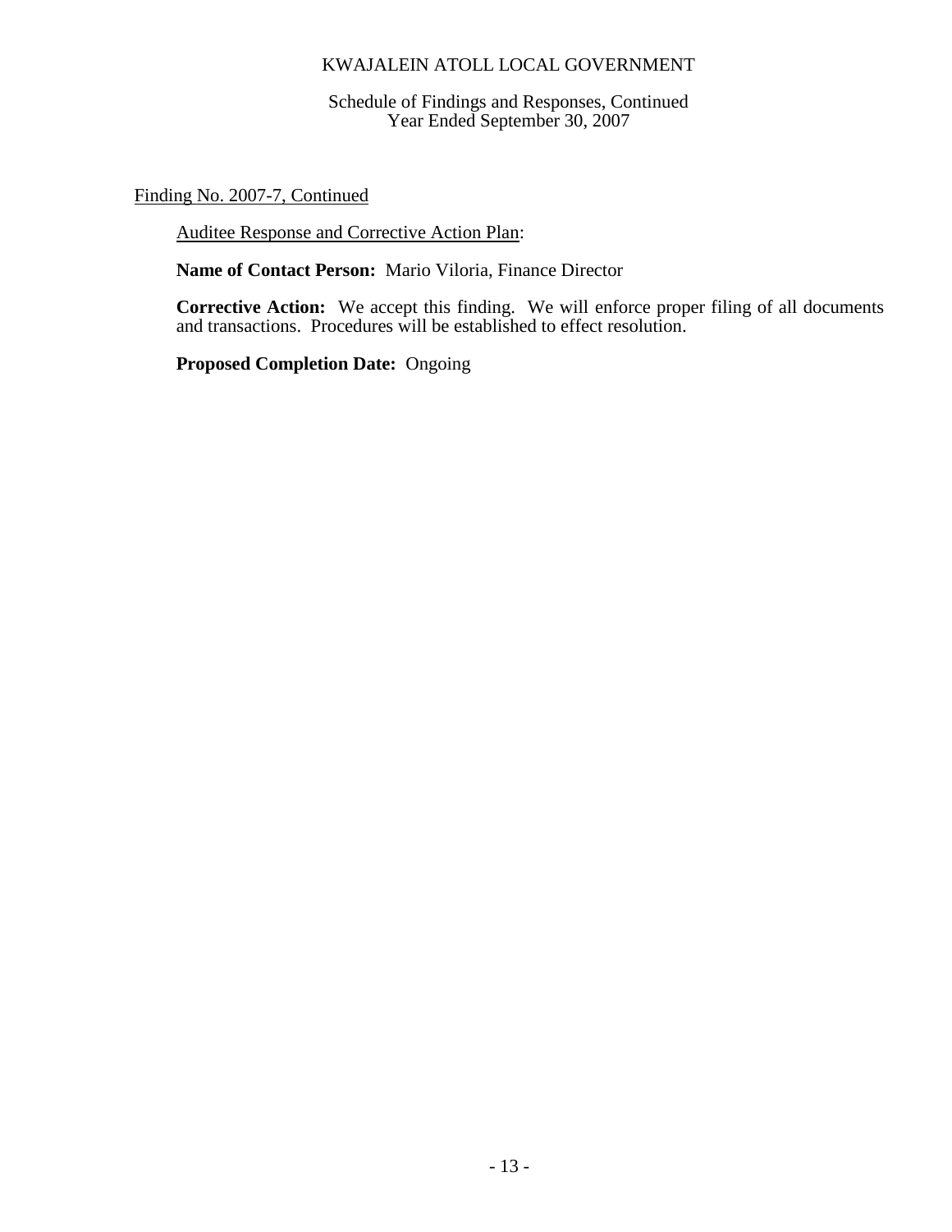KWAJALEIN ATOLL LOCAL GOVERNMENT

Schedule of Findings and Responses, Continued
Year Ended September 30, 2007

Finding No. 2007-7, Continued

Auditee Response and Corrective Action Plan:

**Name of Contact Person:** Mario Viloria, Finance Director

**Corrective Action:** We accept this finding. We will enforce proper filing of all documents and transactions. Procedures will be established to effect resolution.

**Proposed Completion Date:** Ongoing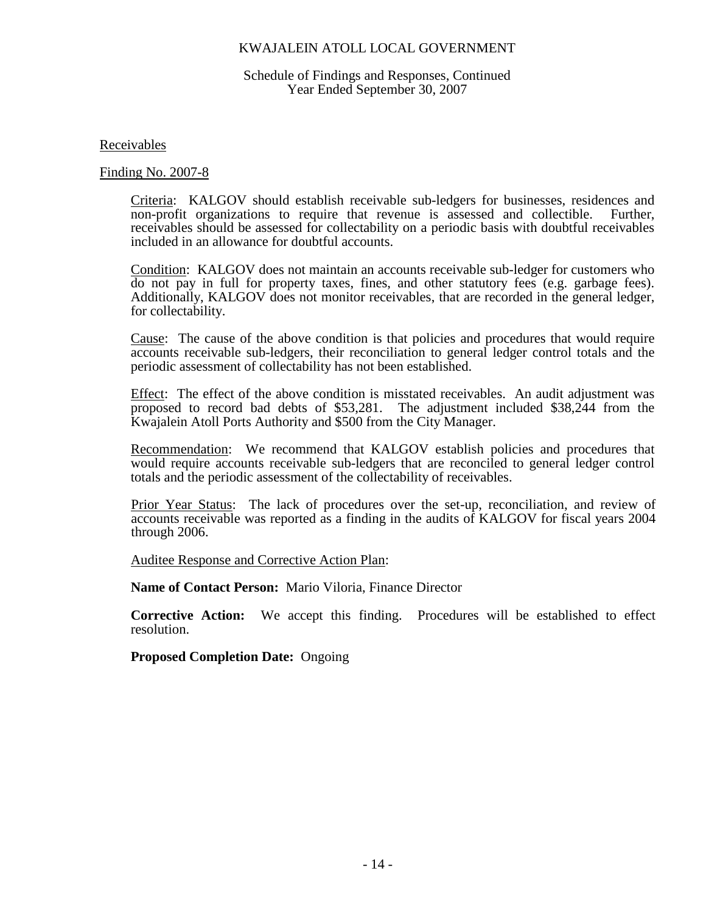Receivables

Finding No. 2007-8

Criteria: KALGOV should establish receivable sub-ledgers for businesses, residences and non-profit organizations to require that revenue is assessed and collectible. Further, receivables should be assessed for collectability on a periodic basis with doubtful receivables included in an allowance for doubtful accounts.

Condition: KALGOV does not maintain an accounts receivable sub-ledger for customers who do not pay in full for property taxes, fines, and other statutory fees (e.g. garbage fees). Additionally, KALGOV does not monitor receivables, that are recorded in the general ledger, for collectability.

Cause: The cause of the above condition is that policies and procedures that would require accounts receivable sub-ledgers, their reconciliation to general ledger control totals and the periodic assessment of collectability has not been established.

Effect: The effect of the above condition is misstated receivables. An audit adjustment was proposed to record bad debts of $53,281. The adjustment included $38,244 from the Kwajalein Atoll Ports Authority and $500 from the City Manager.

Recommendation: We recommend that KALGOV establish policies and procedures that would require accounts receivable sub-ledgers that are reconciled to general ledger control totals and the periodic assessment of the collectability of receivables.

Prior Year Status: The lack of procedures over the set-up, reconciliation, and review of accounts receivable was reported as a finding in the audits of KALGOV for fiscal years 2004 through 2006.

Auditee Response and Corrective Action Plan:

**Name of Contact Person:** Mario Viloria, Finance Director

**Corrective Action:** We accept this finding. Procedures will be established to effect resolution.

**Proposed Completion Date:** Ongoing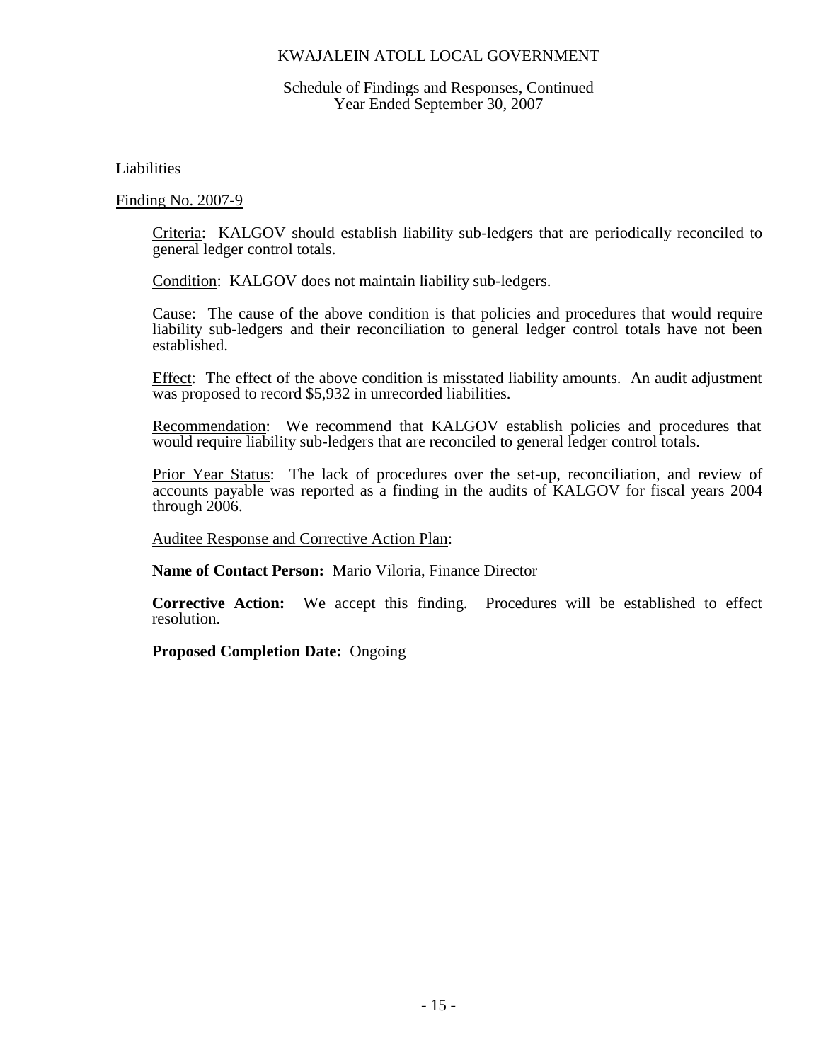KWAJALEIN ATOLL LOCAL GOVERNMENT

Schedule of Findings and Responses, Continued
Year Ended September 30, 2007

Liabilities

Finding No. 2007-9

Criteria: KALGOV should establish liability sub-ledgers that are periodically reconciled to general ledger control totals.

Condition: KALGOV does not maintain liability sub-ledgers.

Cause: The cause of the above condition is that policies and procedures that would require liability sub-ledgers and their reconciliation to general ledger control totals have not been established.

Effect: The effect of the above condition is misstated liability amounts. An audit adjustment was proposed to record $5,932 in unrecorded liabilities.

Recommendation: We recommend that KALGOV establish policies and procedures that would require liability sub-ledgers that are reconciled to general ledger control totals.

Prior Year Status: The lack of procedures over the set-up, reconciliation, and review of accounts payable was reported as a finding in the audits of KALGOV for fiscal years 2004 through 2006.

Auditee Response and Corrective Action Plan:

**Name of Contact Person:** Mario Viloria, Finance Director

**Corrective Action:** We accept this finding. Procedures will be established to effect resolution.

**Proposed Completion Date:** Ongoing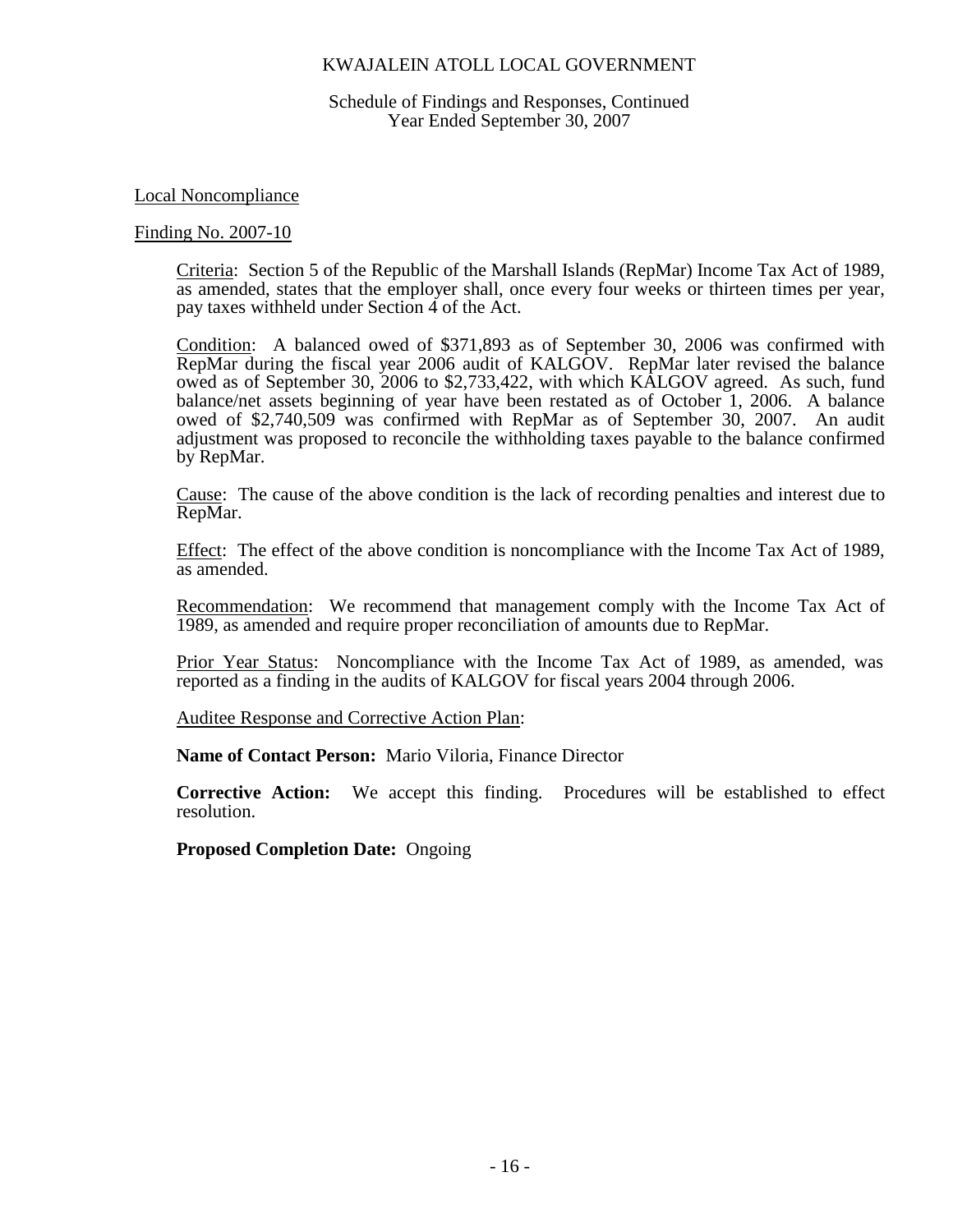KWAJALEIN ATOLL LOCAL GOVERNMENT

Schedule of Findings and Responses, Continued
Year Ended September 30, 2007

Local Noncompliance

Finding No. 2007-10

Criteria: Section 5 of the Republic of the Marshall Islands (RepMar) Income Tax Act of 1989, as amended, states that the employer shall, once every four weeks or thirteen times per year, pay taxes withheld under Section 4 of the Act.

Condition: A balanced owed of $371,893 as of September 30, 2006 was confirmed with RepMar during the fiscal year 2006 audit of KALGOV. RepMar later revised the balance owed as of September 30, 2006 to $2,733,422, with which KALGOV agreed. As such, fund balance/net assets beginning of year have been restated as of October 1, 2006. A balance owed of $2,740,509 was confirmed with RepMar as of September 30, 2007. An audit adjustment was proposed to reconcile the withholding taxes payable to the balance confirmed by RepMar.

Cause: The cause of the above condition is the lack of recording penalties and interest due to RepMar.

Effect: The effect of the above condition is noncompliance with the Income Tax Act of 1989, as amended.

Recommendation: We recommend that management comply with the Income Tax Act of 1989, as amended and require proper reconciliation of amounts due to RepMar.

Prior Year Status: Noncompliance with the Income Tax Act of 1989, as amended, was reported as a finding in the audits of KALGOV for fiscal years 2004 through 2006.

Auditee Response and Corrective Action Plan:

**Name of Contact Person:** Mario Viloria, Finance Director

**Corrective Action:** We accept this finding. Procedures will be established to effect resolution.

**Proposed Completion Date:** Ongoing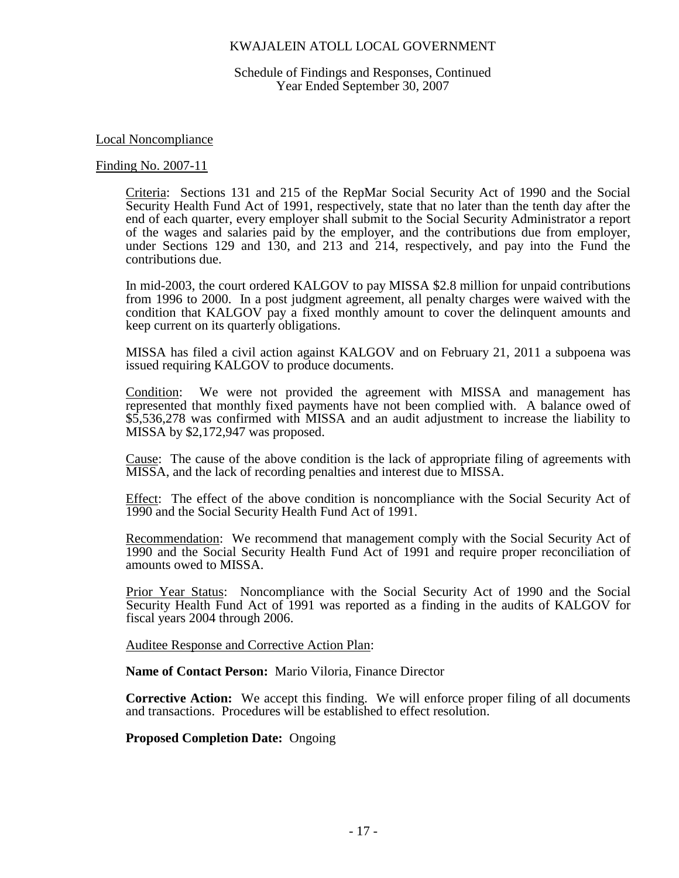KWAJALEIN ATOLL LOCAL GOVERNMENT

Schedule of Findings and Responses, Continued
Year Ended September 30, 2007

Local Noncompliance

Finding No. 2007-11

Criteria: Sections 131 and 215 of the RepMar Social Security Act of 1990 and the Social Security Health Fund Act of 1991, respectively, state that no later than the tenth day after the end of each quarter, every employer shall submit to the Social Security Administrator a report of the wages and salaries paid by the employer, and the contributions due from employer, under Sections 129 and 130, and 213 and 214, respectively, and pay into the Fund the contributions due.

In mid-2003, the court ordered KALGOV to pay MISSA \$2.8 million for unpaid contributions from 1996 to 2000. In a post judgment agreement, all penalty charges were waived with the condition that KALGOV pay a fixed monthly amount to cover the delinquent amounts and keep current on its quarterly obligations.

MISSA has filed a civil action against KALGOV and on February 21, 2011 a subpoena was issued requiring KALGOV to produce documents.

Condition: We were not provided the agreement with MISSA and management has represented that monthly fixed payments have not been complied with. A balance owed of \$5,536,278 was confirmed with MISSA and an audit adjustment to increase the liability to MISSA by \$2,172,947 was proposed.

Cause: The cause of the above condition is the lack of appropriate filing of agreements with MISSA, and the lack of recording penalties and interest due to MISSA.

Effect: The effect of the above condition is noncompliance with the Social Security Act of 1990 and the Social Security Health Fund Act of 1991.

Recommendation: We recommend that management comply with the Social Security Act of 1990 and the Social Security Health Fund Act of 1991 and require proper reconciliation of amounts owed to MISSA.

Prior Year Status: Noncompliance with the Social Security Act of 1990 and the Social Security Health Fund Act of 1991 was reported as a finding in the audits of KALGOV for fiscal years 2004 through 2006.

Auditee Response and Corrective Action Plan:

**Name of Contact Person:** Mario Viloria, Finance Director

**Corrective Action:** We accept this finding. We will enforce proper filing of all documents and transactions. Procedures will be established to effect resolution.

**Proposed Completion Date:** Ongoing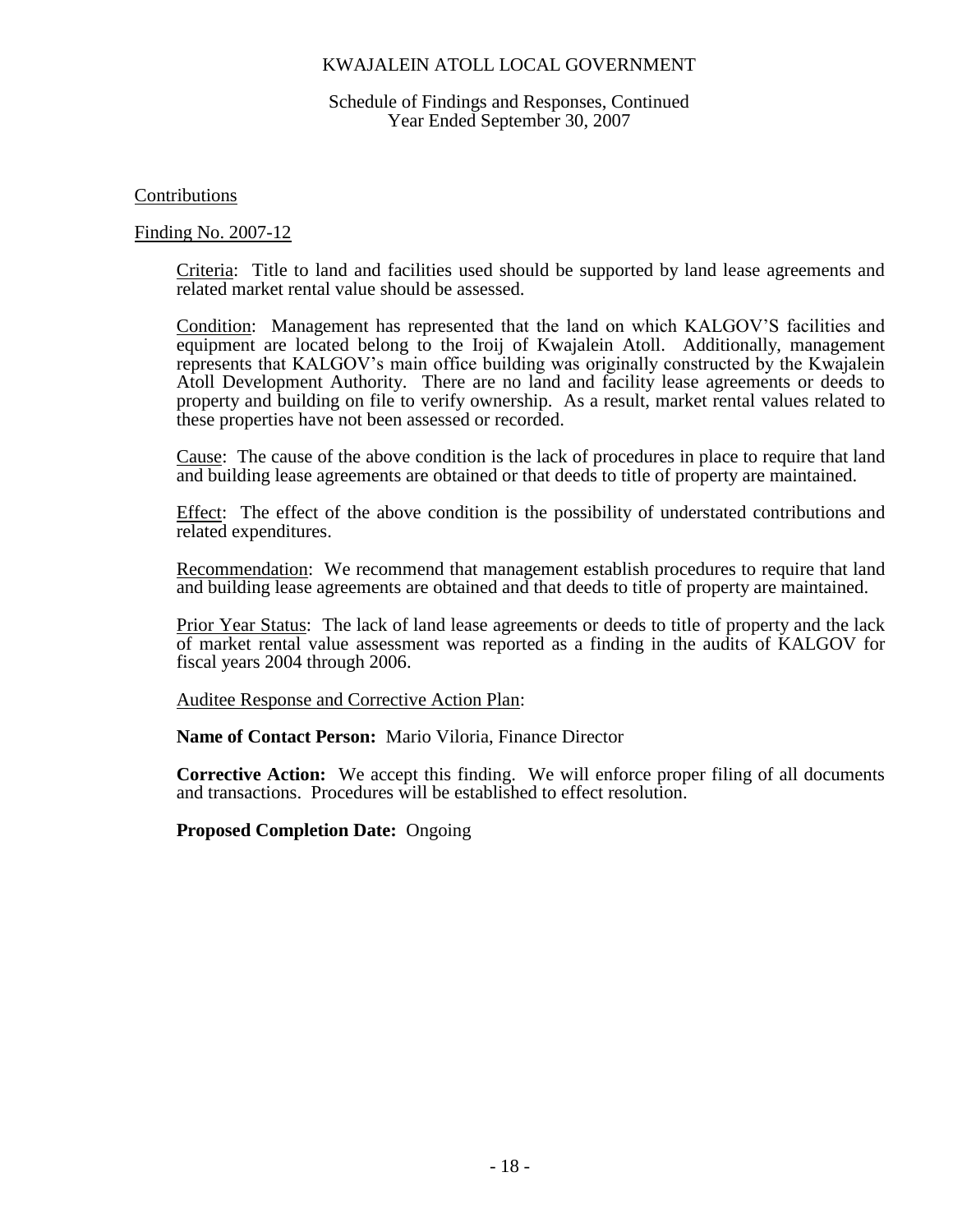KWAJALEIN ATOLL LOCAL GOVERNMENT

Schedule of Findings and Responses, Continued
Year Ended September 30, 2007

Contributions

Finding No. 2007-12

Criteria: Title to land and facilities used should be supported by land lease agreements and related market rental value should be assessed.

Condition: Management has represented that the land on which KALGOV'S facilities and equipment are located belong to the Iroij of Kwajalein Atoll. Additionally, management represents that KALGOV's main office building was originally constructed by the Kwajalein Atoll Development Authority. There are no land and facility lease agreements or deeds to property and building on file to verify ownership. As a result, market rental values related to these properties have not been assessed or recorded.

Cause: The cause of the above condition is the lack of procedures in place to require that land and building lease agreements are obtained or that deeds to title of property are maintained.

Effect: The effect of the above condition is the possibility of understated contributions and related expenditures.

Recommendation: We recommend that management establish procedures to require that land and building lease agreements are obtained and that deeds to title of property are maintained.

Prior Year Status: The lack of land lease agreements or deeds to title of property and the lack of market rental value assessment was reported as a finding in the audits of KALGOV for fiscal years 2004 through 2006.

Auditee Response and Corrective Action Plan:

**Name of Contact Person:** Mario Viloria, Finance Director

**Corrective Action:** We accept this finding. We will enforce proper filing of all documents and transactions. Procedures will be established to effect resolution.

**Proposed Completion Date:** Ongoing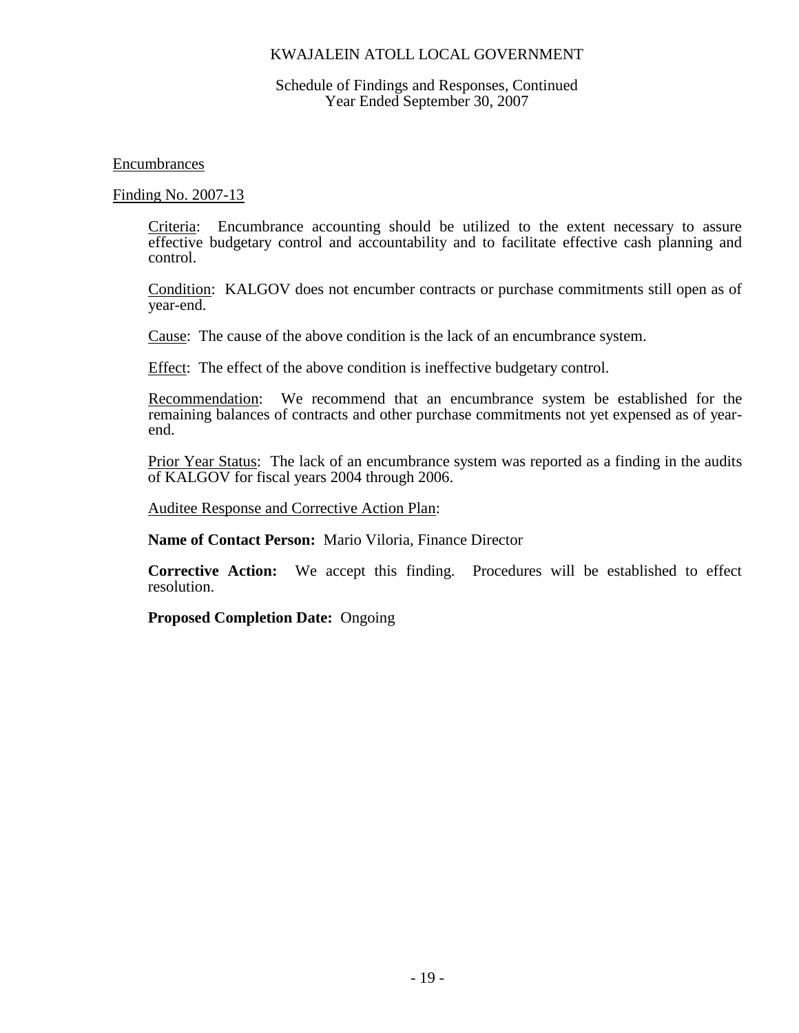KWAJALEIN ATOLL LOCAL GOVERNMENT

Schedule of Findings and Responses, Continued
Year Ended September 30, 2007

Encumbrances

Finding No. 2007-13

Criteria: Encumbrance accounting should be utilized to the extent necessary to assure effective budgetary control and accountability and to facilitate effective cash planning and control.

Condition: KALGOV does not encumber contracts or purchase commitments still open as of year-end.

Cause: The cause of the above condition is the lack of an encumbrance system.

Effect: The effect of the above condition is ineffective budgetary control.

Recommendation: We recommend that an encumbrance system be established for the remaining balances of contracts and other purchase commitments not yet expensed as of year-end.

Prior Year Status: The lack of an encumbrance system was reported as a finding in the audits of KALGOV for fiscal years 2004 through 2006.

Auditee Response and Corrective Action Plan:

**Name of Contact Person:** Mario Viloria, Finance Director

**Corrective Action:** We accept this finding. Procedures will be established to effect resolution.

**Proposed Completion Date:** Ongoing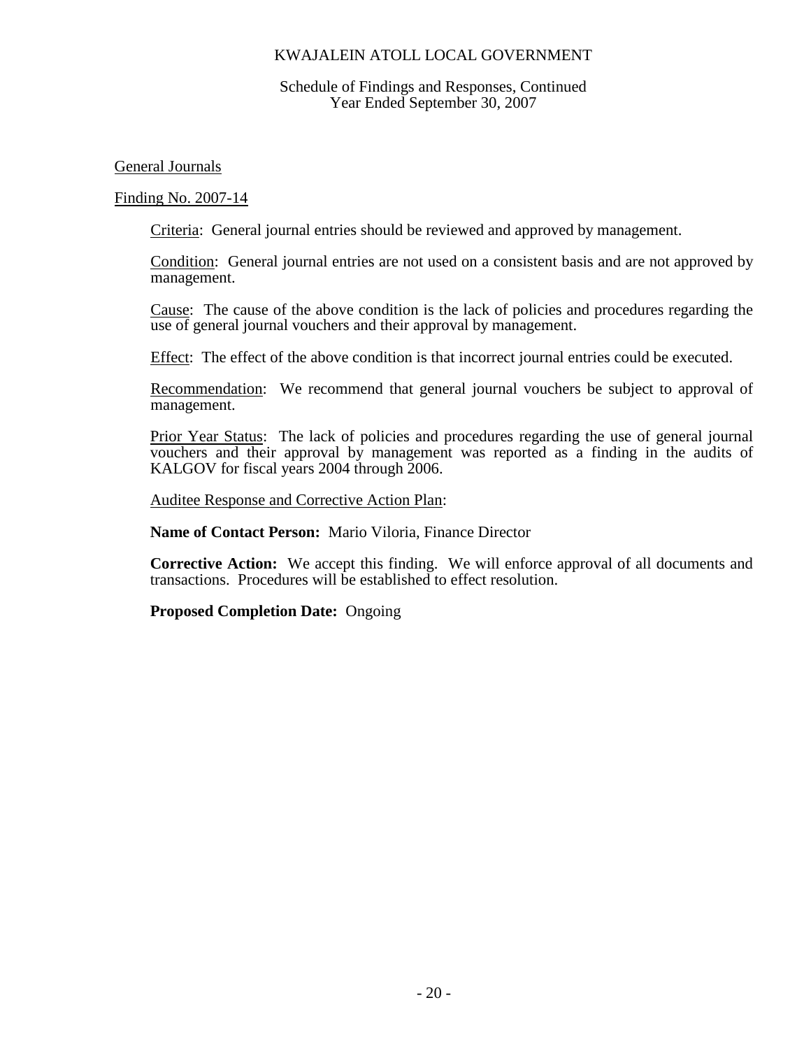KWAJALEIN ATOLL LOCAL GOVERNMENT

Schedule of Findings and Responses, Continued
Year Ended September 30, 2007

General Journals

Finding No. 2007-14

Criteria: General journal entries should be reviewed and approved by management.

Condition: General journal entries are not used on a consistent basis and are not approved by management.

Cause: The cause of the above condition is the lack of policies and procedures regarding the use of general journal vouchers and their approval by management.

Effect: The effect of the above condition is that incorrect journal entries could be executed.

Recommendation: We recommend that general journal vouchers be subject to approval of management.

Prior Year Status: The lack of policies and procedures regarding the use of general journal vouchers and their approval by management was reported as a finding in the audits of KALGOV for fiscal years 2004 through 2006.

Auditee Response and Corrective Action Plan:

**Name of Contact Person:** Mario Viloria, Finance Director

**Corrective Action:** We accept this finding. We will enforce approval of all documents and transactions. Procedures will be established to effect resolution.

**Proposed Completion Date:** Ongoing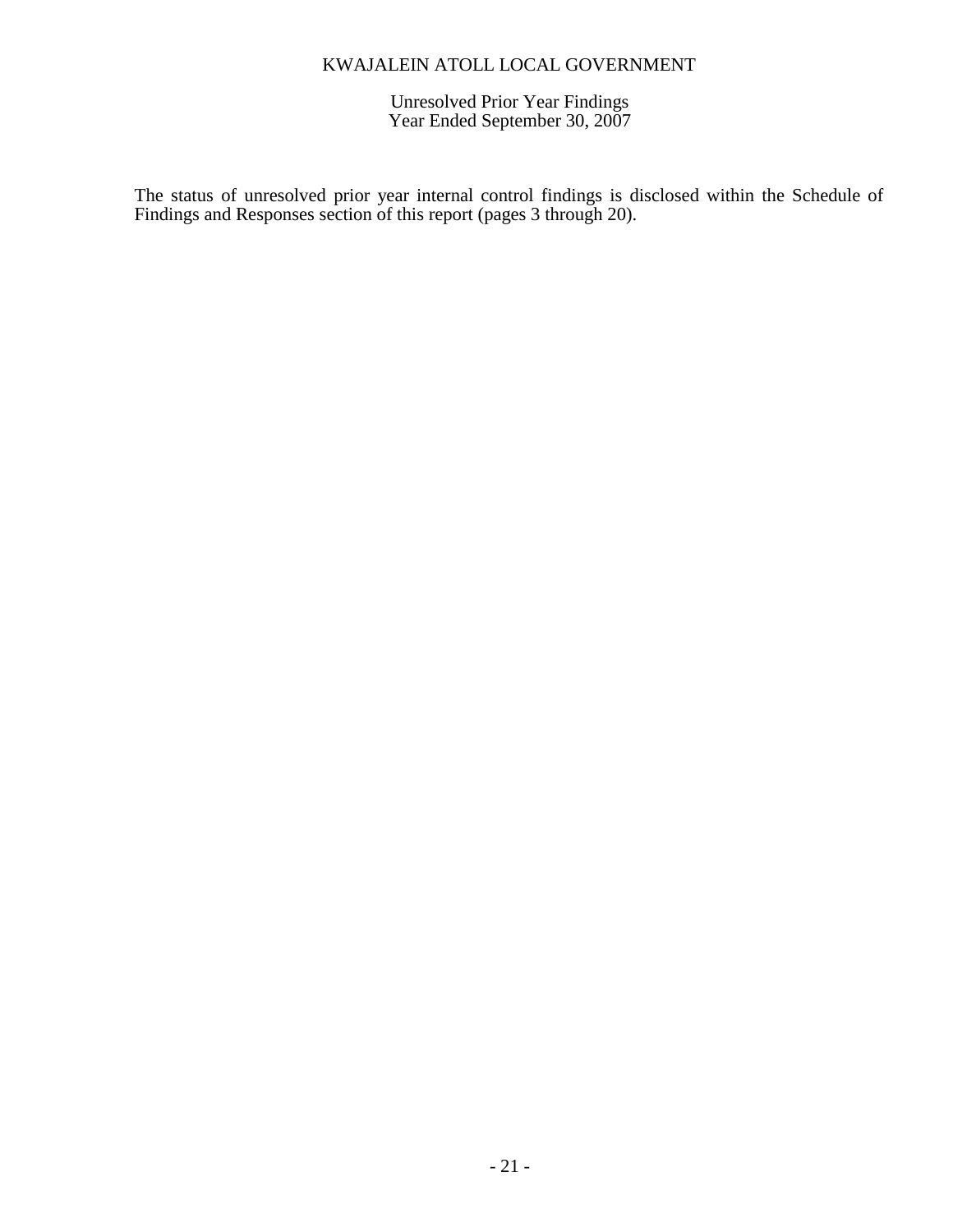# KWAJALEIN ATOLL LOCAL GOVERNMENT

## Unresolved Prior Year Findings
## Year Ended September 30, 2007

The status of unresolved prior year internal control findings is disclosed within the Schedule of Findings and Responses section of this report (pages 3 through 20).